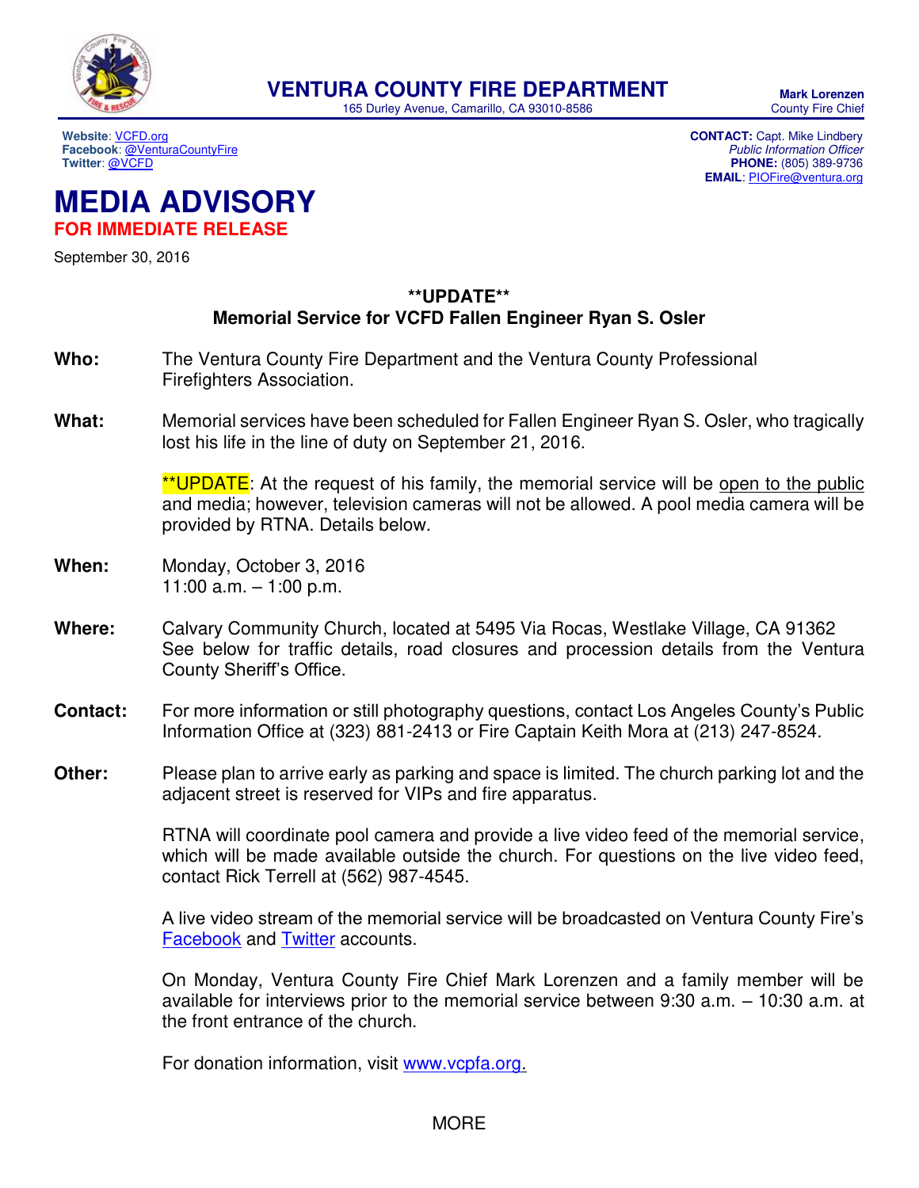# VENTURA COUNTY FIRE DEPARTMENT

165 Durley Avenue, Camarillo, CA 93010-8586

**Mark Lorenzen**
County Fire Chief

**Website**: VCFD.org
**Facebook**: @VenturaCountyFire
**Twitter**: @VCFD

**CONTACT:** Capt. Mike Lindbery
*Public Information Officer*
**PHONE:** (805) 389-9736
**EMAIL**: PIOFire@ventura.org

# MEDIA ADVISORY

**FOR IMMEDIATE RELEASE**

September 30, 2016

**\*\*UPDATE\*\***
**Memorial Service for VCFD Fallen Engineer Ryan S. Osler**

**Who:** The Ventura County Fire Department and the Ventura County Professional Firefighters Association.

**What:** Memorial services have been scheduled for Fallen Engineer Ryan S. Osler, who tragically lost his life in the line of duty on September 21, 2016.

\*\*UPDATE: At the request of his family, the memorial service will be open to the public and media; however, television cameras will not be allowed. A pool media camera will be provided by RTNA. Details below.

**When:** Monday, October 3, 2016
11:00 a.m. – 1:00 p.m.

**Where:** Calvary Community Church, located at 5495 Via Rocas, Westlake Village, CA 91362
See below for traffic details, road closures and procession details from the Ventura County Sheriff's Office.

**Contact:** For more information or still photography questions, contact Los Angeles County's Public Information Office at (323) 881-2413 or Fire Captain Keith Mora at (213) 247-8524.

**Other:** Please plan to arrive early as parking and space is limited. The church parking lot and the adjacent street is reserved for VIPs and fire apparatus.

RTNA will coordinate pool camera and provide a live video feed of the memorial service, which will be made available outside the church. For questions on the live video feed, contact Rick Terrell at (562) 987-4545.

A live video stream of the memorial service will be broadcasted on Ventura County Fire's Facebook and Twitter accounts.

On Monday, Ventura County Fire Chief Mark Lorenzen and a family member will be available for interviews prior to the memorial service between 9:30 a.m. – 10:30 a.m. at the front entrance of the church.

For donation information, visit www.vcpfa.org.

MORE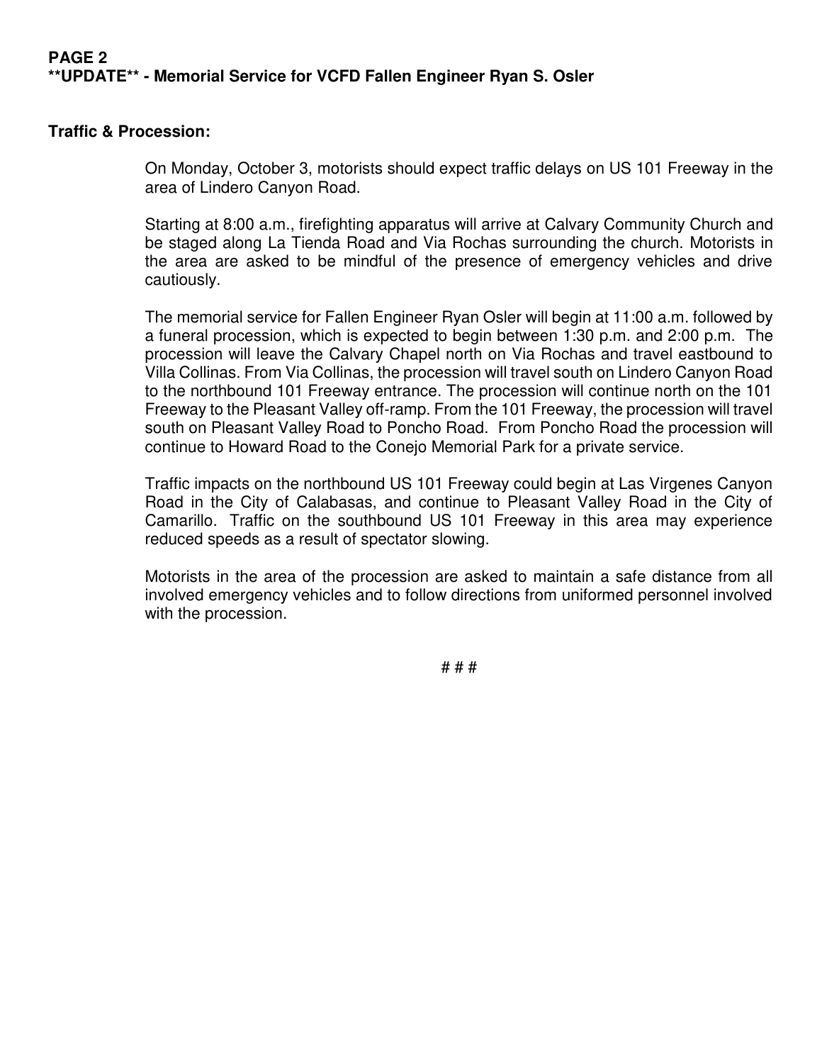## Traffic & Procession:

On Monday, October 3, motorists should expect traffic delays on US 101 Freeway in the area of Lindero Canyon Road.

Starting at 8:00 a.m., firefighting apparatus will arrive at Calvary Community Church and be staged along La Tienda Road and Via Rochas surrounding the church. Motorists in the area are asked to be mindful of the presence of emergency vehicles and drive cautiously.

The memorial service for Fallen Engineer Ryan Osler will begin at 11:00 a.m. followed by a funeral procession, which is expected to begin between 1:30 p.m. and 2:00 p.m. The procession will leave the Calvary Chapel north on Via Rochas and travel eastbound to Villa Collinas. From Via Collinas, the procession will travel south on Lindero Canyon Road to the northbound 101 Freeway entrance. The procession will continue north on the 101 Freeway to the Pleasant Valley off-ramp. From the 101 Freeway, the procession will travel south on Pleasant Valley Road to Poncho Road. From Poncho Road the procession will continue to Howard Road to the Conejo Memorial Park for a private service.

Traffic impacts on the northbound US 101 Freeway could begin at Las Virgenes Canyon Road in the City of Calabasas, and continue to Pleasant Valley Road in the City of Camarillo. Traffic on the southbound US 101 Freeway in this area may experience reduced speeds as a result of spectator slowing.

Motorists in the area of the procession are asked to maintain a safe distance from all involved emergency vehicles and to follow directions from uniformed personnel involved with the procession.

# # #